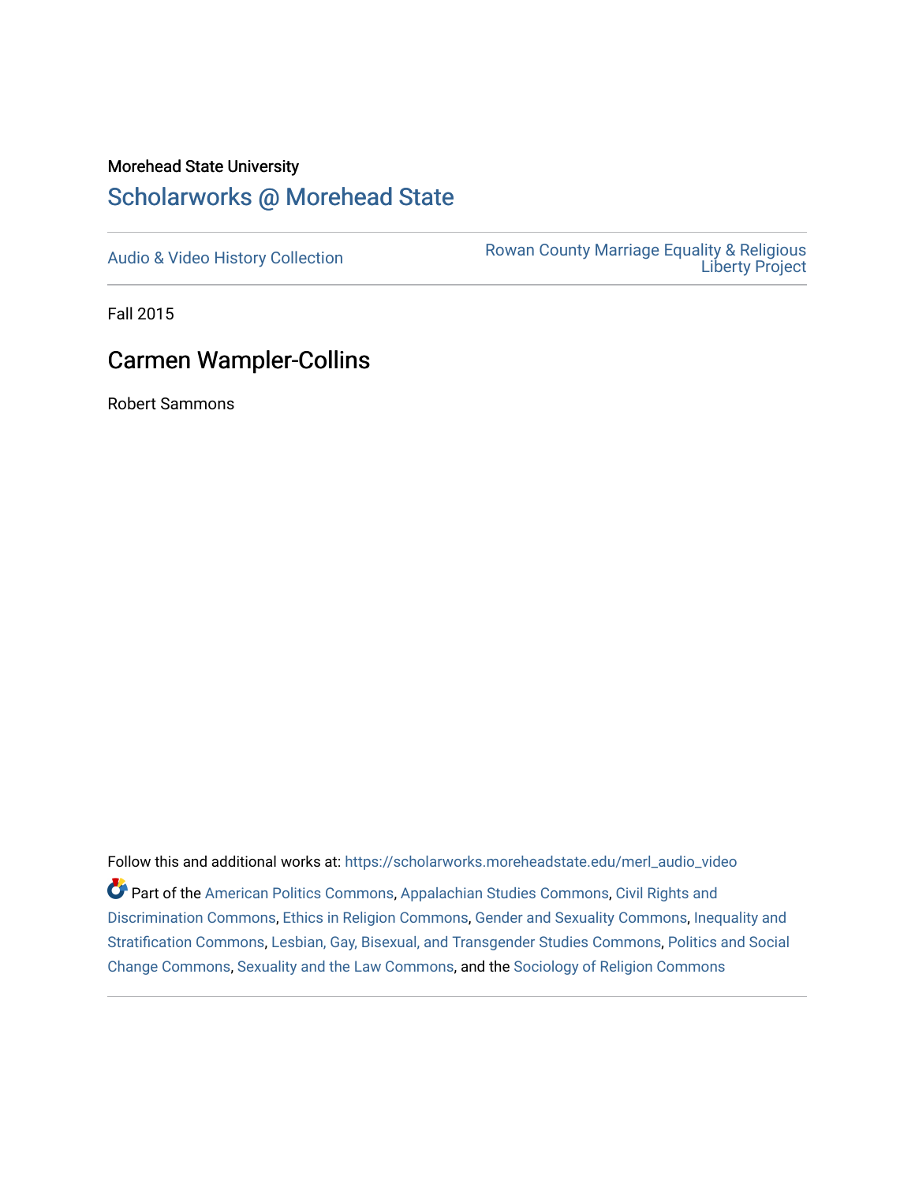Morehead State University

# Scholarworks @ Morehead State

Audio & Video History Collection

Rowan County Marriage Equality & Religious Liberty Project

Fall 2015

## Carmen Wampler-Collins

Robert Sammons

Follow this and additional works at: https://scholarworks.moreheadstate.edu/merl_audio_video

Part of the American Politics Commons, Appalachian Studies Commons, Civil Rights and Discrimination Commons, Ethics in Religion Commons, Gender and Sexuality Commons, Inequality and Stratification Commons, Lesbian, Gay, Bisexual, and Transgender Studies Commons, Politics and Social Change Commons, Sexuality and the Law Commons, and the Sociology of Religion Commons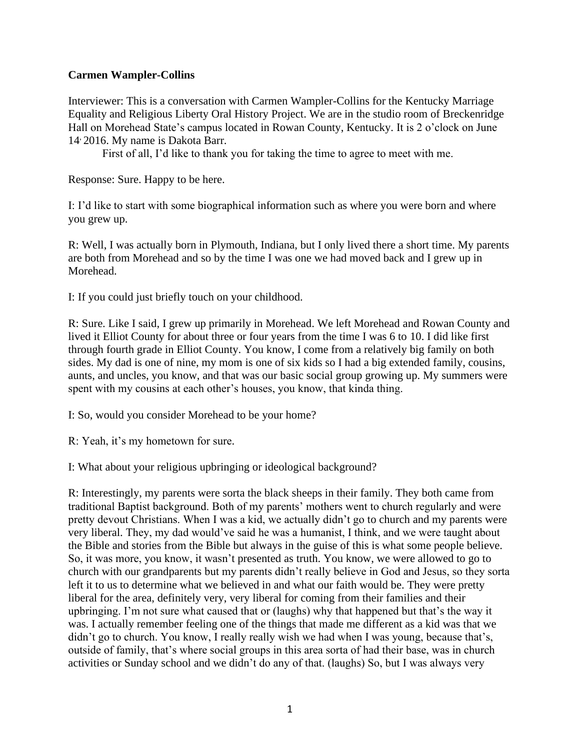**Carmen Wampler-Collins**

Interviewer: This is a conversation with Carmen Wampler-Collins for the Kentucky Marriage Equality and Religious Liberty Oral History Project. We are in the studio room of Breckenridge Hall on Morehead State's campus located in Rowan County, Kentucky. It is 2 o'clock on June 14, 2016. My name is Dakota Barr.

First of all, I'd like to thank you for taking the time to agree to meet with me.

Response: Sure. Happy to be here.

I: I'd like to start with some biographical information such as where you were born and where you grew up.

R: Well, I was actually born in Plymouth, Indiana, but I only lived there a short time. My parents are both from Morehead and so by the time I was one we had moved back and I grew up in Morehead.

I: If you could just briefly touch on your childhood.

R: Sure. Like I said, I grew up primarily in Morehead. We left Morehead and Rowan County and lived it Elliot County for about three or four years from the time I was 6 to 10. I did like first through fourth grade in Elliot County. You know, I come from a relatively big family on both sides. My dad is one of nine, my mom is one of six kids so I had a big extended family, cousins, aunts, and uncles, you know, and that was our basic social group growing up. My summers were spent with my cousins at each other's houses, you know, that kinda thing.

I: So, would you consider Morehead to be your home?

R: Yeah, it's my hometown for sure.

I: What about your religious upbringing or ideological background?

R: Interestingly, my parents were sorta the black sheeps in their family. They both came from traditional Baptist background. Both of my parents' mothers went to church regularly and were pretty devout Christians. When I was a kid, we actually didn't go to church and my parents were very liberal. They, my dad would've said he was a humanist, I think, and we were taught about the Bible and stories from the Bible but always in the guise of this is what some people believe. So, it was more, you know, it wasn't presented as truth. You know, we were allowed to go to church with our grandparents but my parents didn't really believe in God and Jesus, so they sorta left it to us to determine what we believed in and what our faith would be. They were pretty liberal for the area, definitely very, very liberal for coming from their families and their upbringing. I'm not sure what caused that or (laughs) why that happened but that's the way it was. I actually remember feeling one of the things that made me different as a kid was that we didn't go to church. You know, I really really wish we had when I was young, because that's, outside of family, that's where social groups in this area sorta of had their base, was in church activities or Sunday school and we didn't do any of that. (laughs) So, but I was always very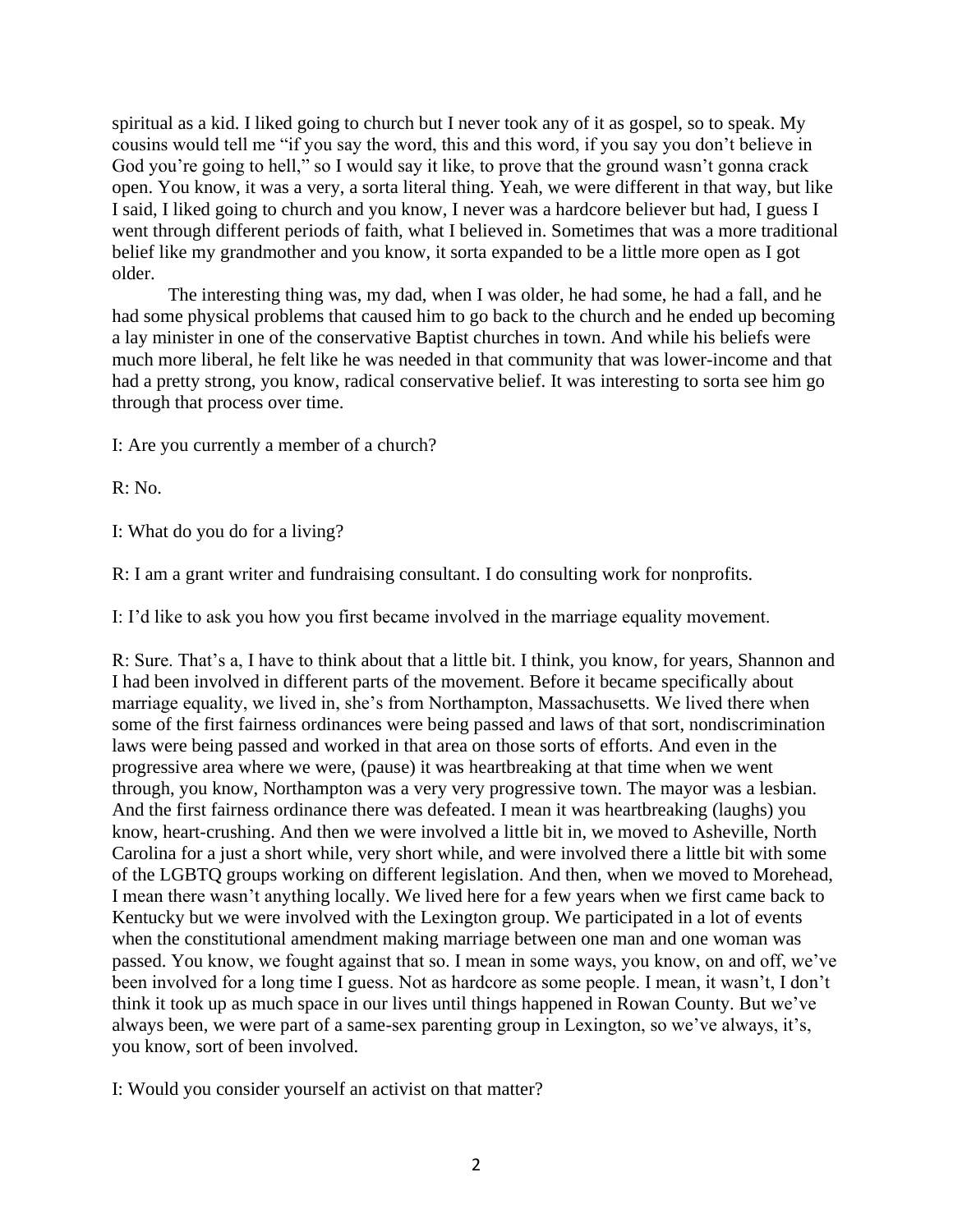spiritual as a kid. I liked going to church but I never took any of it as gospel, so to speak. My cousins would tell me "if you say the word, this and this word, if you say you don't believe in God you're going to hell," so I would say it like, to prove that the ground wasn't gonna crack open. You know, it was a very, a sorta literal thing. Yeah, we were different in that way, but like I said, I liked going to church and you know, I never was a hardcore believer but had, I guess I went through different periods of faith, what I believed in. Sometimes that was a more traditional belief like my grandmother and you know, it sorta expanded to be a little more open as I got older.

The interesting thing was, my dad, when I was older, he had some, he had a fall, and he had some physical problems that caused him to go back to the church and he ended up becoming a lay minister in one of the conservative Baptist churches in town. And while his beliefs were much more liberal, he felt like he was needed in that community that was lower-income and that had a pretty strong, you know, radical conservative belief. It was interesting to sorta see him go through that process over time.

I: Are you currently a member of a church?

R: No.

I: What do you do for a living?

R: I am a grant writer and fundraising consultant. I do consulting work for nonprofits.

I: I'd like to ask you how you first became involved in the marriage equality movement.

R: Sure. That's a, I have to think about that a little bit. I think, you know, for years, Shannon and I had been involved in different parts of the movement. Before it became specifically about marriage equality, we lived in, she's from Northampton, Massachusetts. We lived there when some of the first fairness ordinances were being passed and laws of that sort, nondiscrimination laws were being passed and worked in that area on those sorts of efforts. And even in the progressive area where we were, (pause) it was heartbreaking at that time when we went through, you know, Northampton was a very very progressive town. The mayor was a lesbian. And the first fairness ordinance there was defeated. I mean it was heartbreaking (laughs) you know, heart-crushing. And then we were involved a little bit in, we moved to Asheville, North Carolina for a just a short while, very short while, and were involved there a little bit with some of the LGBTQ groups working on different legislation. And then, when we moved to Morehead, I mean there wasn't anything locally. We lived here for a few years when we first came back to Kentucky but we were involved with the Lexington group. We participated in a lot of events when the constitutional amendment making marriage between one man and one woman was passed. You know, we fought against that so. I mean in some ways, you know, on and off, we've been involved for a long time I guess. Not as hardcore as some people. I mean, it wasn't, I don't think it took up as much space in our lives until things happened in Rowan County. But we've always been, we were part of a same-sex parenting group in Lexington, so we've always, it's, you know, sort of been involved.

I: Would you consider yourself an activist on that matter?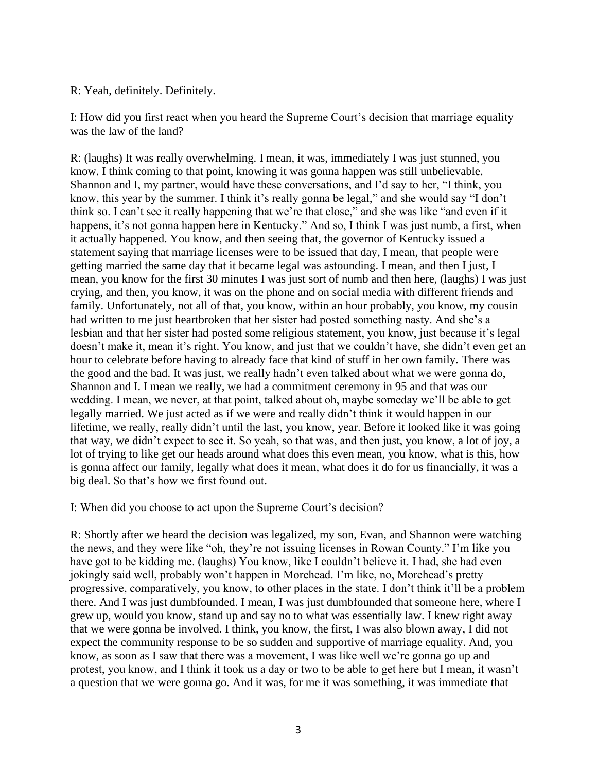R: Yeah, definitely. Definitely.

I: How did you first react when you heard the Supreme Court's decision that marriage equality was the law of the land?

R: (laughs) It was really overwhelming. I mean, it was, immediately I was just stunned, you know. I think coming to that point, knowing it was gonna happen was still unbelievable. Shannon and I, my partner, would have these conversations, and I'd say to her, "I think, you know, this year by the summer. I think it's really gonna be legal," and she would say "I don't think so. I can't see it really happening that we're that close," and she was like "and even if it happens, it's not gonna happen here in Kentucky." And so, I think I was just numb, a first, when it actually happened. You know, and then seeing that, the governor of Kentucky issued a statement saying that marriage licenses were to be issued that day, I mean, that people were getting married the same day that it became legal was astounding. I mean, and then I just, I mean, you know for the first 30 minutes I was just sort of numb and then here, (laughs) I was just crying, and then, you know, it was on the phone and on social media with different friends and family. Unfortunately, not all of that, you know, within an hour probably, you know, my cousin had written to me just heartbroken that her sister had posted something nasty. And she's a lesbian and that her sister had posted some religious statement, you know, just because it's legal doesn't make it, mean it's right. You know, and just that we couldn't have, she didn't even get an hour to celebrate before having to already face that kind of stuff in her own family. There was the good and the bad. It was just, we really hadn't even talked about what we were gonna do, Shannon and I. I mean we really, we had a commitment ceremony in 95 and that was our wedding. I mean, we never, at that point, talked about oh, maybe someday we'll be able to get legally married. We just acted as if we were and really didn't think it would happen in our lifetime, we really, really didn't until the last, you know, year. Before it looked like it was going that way, we didn't expect to see it. So yeah, so that was, and then just, you know, a lot of joy, a lot of trying to like get our heads around what does this even mean, you know, what is this, how is gonna affect our family, legally what does it mean, what does it do for us financially, it was a big deal. So that's how we first found out.

I: When did you choose to act upon the Supreme Court's decision?

R: Shortly after we heard the decision was legalized, my son, Evan, and Shannon were watching the news, and they were like "oh, they're not issuing licenses in Rowan County." I'm like you have got to be kidding me. (laughs) You know, like I couldn't believe it. I had, she had even jokingly said well, probably won't happen in Morehead. I'm like, no, Morehead's pretty progressive, comparatively, you know, to other places in the state. I don't think it'll be a problem there. And I was just dumbfounded. I mean, I was just dumbfounded that someone here, where I grew up, would you know, stand up and say no to what was essentially law. I knew right away that we were gonna be involved. I think, you know, the first, I was also blown away, I did not expect the community response to be so sudden and supportive of marriage equality. And, you know, as soon as I saw that there was a movement, I was like well we're gonna go up and protest, you know, and I think it took us a day or two to be able to get here but I mean, it wasn't a question that we were gonna go. And it was, for me it was something, it was immediate that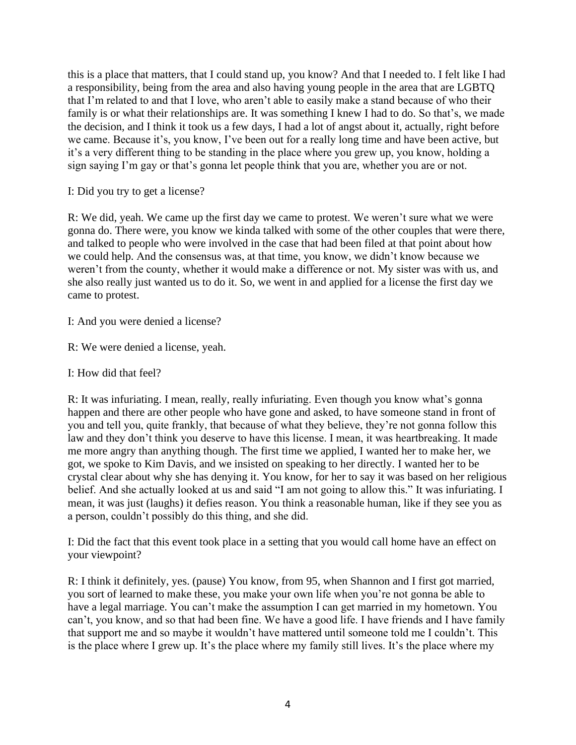this is a place that matters, that I could stand up, you know? And that I needed to. I felt like I had a responsibility, being from the area and also having young people in the area that are LGBTQ that I'm related to and that I love, who aren't able to easily make a stand because of who their family is or what their relationships are. It was something I knew I had to do. So that's, we made the decision, and I think it took us a few days, I had a lot of angst about it, actually, right before we came. Because it's, you know, I've been out for a really long time and have been active, but it's a very different thing to be standing in the place where you grew up, you know, holding a sign saying I'm gay or that's gonna let people think that you are, whether you are or not.

I: Did you try to get a license?

R: We did, yeah. We came up the first day we came to protest. We weren't sure what we were gonna do. There were, you know we kinda talked with some of the other couples that were there, and talked to people who were involved in the case that had been filed at that point about how we could help. And the consensus was, at that time, you know, we didn't know because we weren't from the county, whether it would make a difference or not. My sister was with us, and she also really just wanted us to do it. So, we went in and applied for a license the first day we came to protest.

I: And you were denied a license?

R: We were denied a license, yeah.

I: How did that feel?

R: It was infuriating. I mean, really, really infuriating. Even though you know what's gonna happen and there are other people who have gone and asked, to have someone stand in front of you and tell you, quite frankly, that because of what they believe, they're not gonna follow this law and they don't think you deserve to have this license. I mean, it was heartbreaking. It made me more angry than anything though. The first time we applied, I wanted her to make her, we got, we spoke to Kim Davis, and we insisted on speaking to her directly. I wanted her to be crystal clear about why she has denying it. You know, for her to say it was based on her religious belief. And she actually looked at us and said "I am not going to allow this." It was infuriating. I mean, it was just (laughs) it defies reason. You think a reasonable human, like if they see you as a person, couldn't possibly do this thing, and she did.

I: Did the fact that this event took place in a setting that you would call home have an effect on your viewpoint?

R: I think it definitely, yes. (pause) You know, from 95, when Shannon and I first got married, you sort of learned to make these, you make your own life when you're not gonna be able to have a legal marriage. You can't make the assumption I can get married in my hometown. You can't, you know, and so that had been fine. We have a good life. I have friends and I have family that support me and so maybe it wouldn't have mattered until someone told me I couldn't. This is the place where I grew up. It's the place where my family still lives. It's the place where my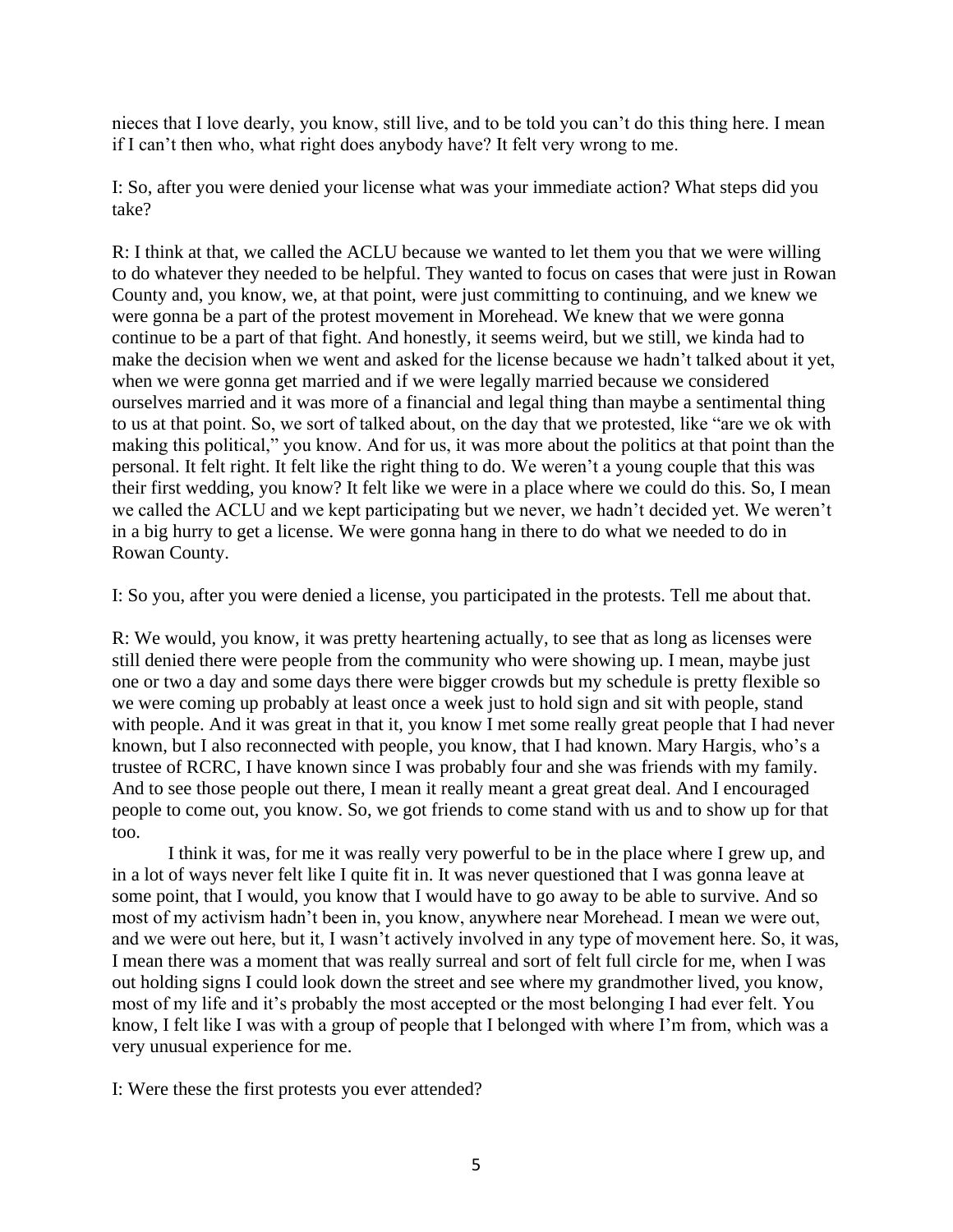nieces that I love dearly, you know, still live, and to be told you can't do this thing here. I mean if I can't then who, what right does anybody have? It felt very wrong to me.

I: So, after you were denied your license what was your immediate action? What steps did you take?

R: I think at that, we called the ACLU because we wanted to let them you that we were willing to do whatever they needed to be helpful. They wanted to focus on cases that were just in Rowan County and, you know, we, at that point, were just committing to continuing, and we knew we were gonna be a part of the protest movement in Morehead. We knew that we were gonna continue to be a part of that fight. And honestly, it seems weird, but we still, we kinda had to make the decision when we went and asked for the license because we hadn't talked about it yet, when we were gonna get married and if we were legally married because we considered ourselves married and it was more of a financial and legal thing than maybe a sentimental thing to us at that point. So, we sort of talked about, on the day that we protested, like "are we ok with making this political," you know. And for us, it was more about the politics at that point than the personal. It felt right. It felt like the right thing to do. We weren't a young couple that this was their first wedding, you know? It felt like we were in a place where we could do this. So, I mean we called the ACLU and we kept participating but we never, we hadn't decided yet. We weren't in a big hurry to get a license. We were gonna hang in there to do what we needed to do in Rowan County.

I: So you, after you were denied a license, you participated in the protests. Tell me about that.

R: We would, you know, it was pretty heartening actually, to see that as long as licenses were still denied there were people from the community who were showing up. I mean, maybe just one or two a day and some days there were bigger crowds but my schedule is pretty flexible so we were coming up probably at least once a week just to hold sign and sit with people, stand with people. And it was great in that it, you know I met some really great people that I had never known, but I also reconnected with people, you know, that I had known. Mary Hargis, who's a trustee of RCRC, I have known since I was probably four and she was friends with my family. And to see those people out there, I mean it really meant a great great deal. And I encouraged people to come out, you know. So, we got friends to come stand with us and to show up for that too.

I think it was, for me it was really very powerful to be in the place where I grew up, and in a lot of ways never felt like I quite fit in. It was never questioned that I was gonna leave at some point, that I would, you know that I would have to go away to be able to survive. And so most of my activism hadn't been in, you know, anywhere near Morehead. I mean we were out, and we were out here, but it, I wasn't actively involved in any type of movement here. So, it was, I mean there was a moment that was really surreal and sort of felt full circle for me, when I was out holding signs I could look down the street and see where my grandmother lived, you know, most of my life and it's probably the most accepted or the most belonging I had ever felt. You know, I felt like I was with a group of people that I belonged with where I'm from, which was a very unusual experience for me.

I: Were these the first protests you ever attended?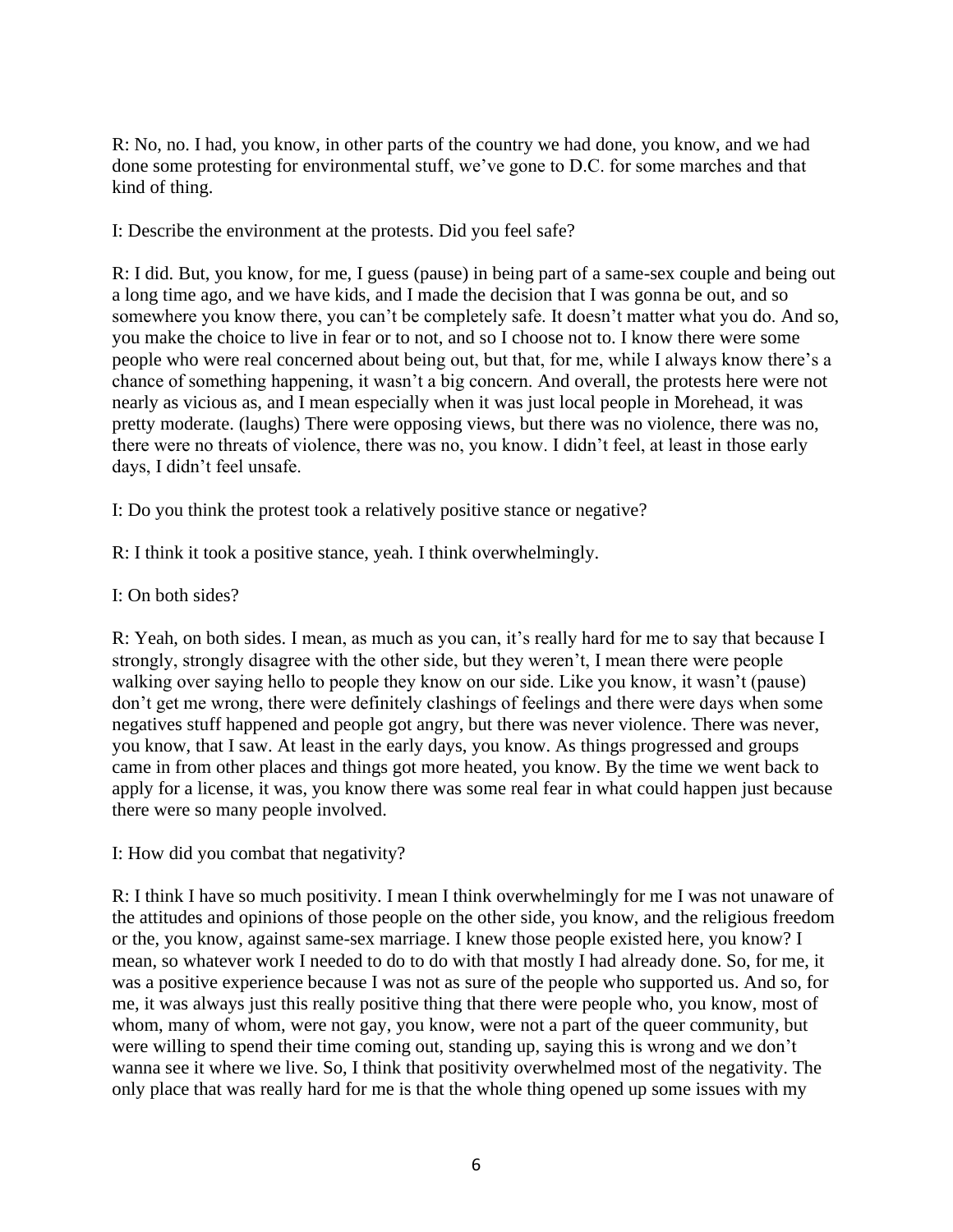R: No, no. I had, you know, in other parts of the country we had done, you know, and we had done some protesting for environmental stuff, we've gone to D.C. for some marches and that kind of thing.

I: Describe the environment at the protests. Did you feel safe?

R: I did. But, you know, for me, I guess (pause) in being part of a same-sex couple and being out a long time ago, and we have kids, and I made the decision that I was gonna be out, and so somewhere you know there, you can't be completely safe. It doesn't matter what you do. And so, you make the choice to live in fear or to not, and so I choose not to. I know there were some people who were real concerned about being out, but that, for me, while I always know there's a chance of something happening, it wasn't a big concern. And overall, the protests here were not nearly as vicious as, and I mean especially when it was just local people in Morehead, it was pretty moderate. (laughs) There were opposing views, but there was no violence, there was no, there were no threats of violence, there was no, you know. I didn't feel, at least in those early days, I didn't feel unsafe.

I: Do you think the protest took a relatively positive stance or negative?

R: I think it took a positive stance, yeah. I think overwhelmingly.

I: On both sides?

R: Yeah, on both sides. I mean, as much as you can, it's really hard for me to say that because I strongly, strongly disagree with the other side, but they weren't, I mean there were people walking over saying hello to people they know on our side. Like you know, it wasn't (pause) don't get me wrong, there were definitely clashings of feelings and there were days when some negatives stuff happened and people got angry, but there was never violence. There was never, you know, that I saw. At least in the early days, you know. As things progressed and groups came in from other places and things got more heated, you know. By the time we went back to apply for a license, it was, you know there was some real fear in what could happen just because there were so many people involved.

I: How did you combat that negativity?

R: I think I have so much positivity. I mean I think overwhelmingly for me I was not unaware of the attitudes and opinions of those people on the other side, you know, and the religious freedom or the, you know, against same-sex marriage. I knew those people existed here, you know? I mean, so whatever work I needed to do to do with that mostly I had already done. So, for me, it was a positive experience because I was not as sure of the people who supported us. And so, for me, it was always just this really positive thing that there were people who, you know, most of whom, many of whom, were not gay, you know, were not a part of the queer community, but were willing to spend their time coming out, standing up, saying this is wrong and we don't wanna see it where we live. So, I think that positivity overwhelmed most of the negativity. The only place that was really hard for me is that the whole thing opened up some issues with my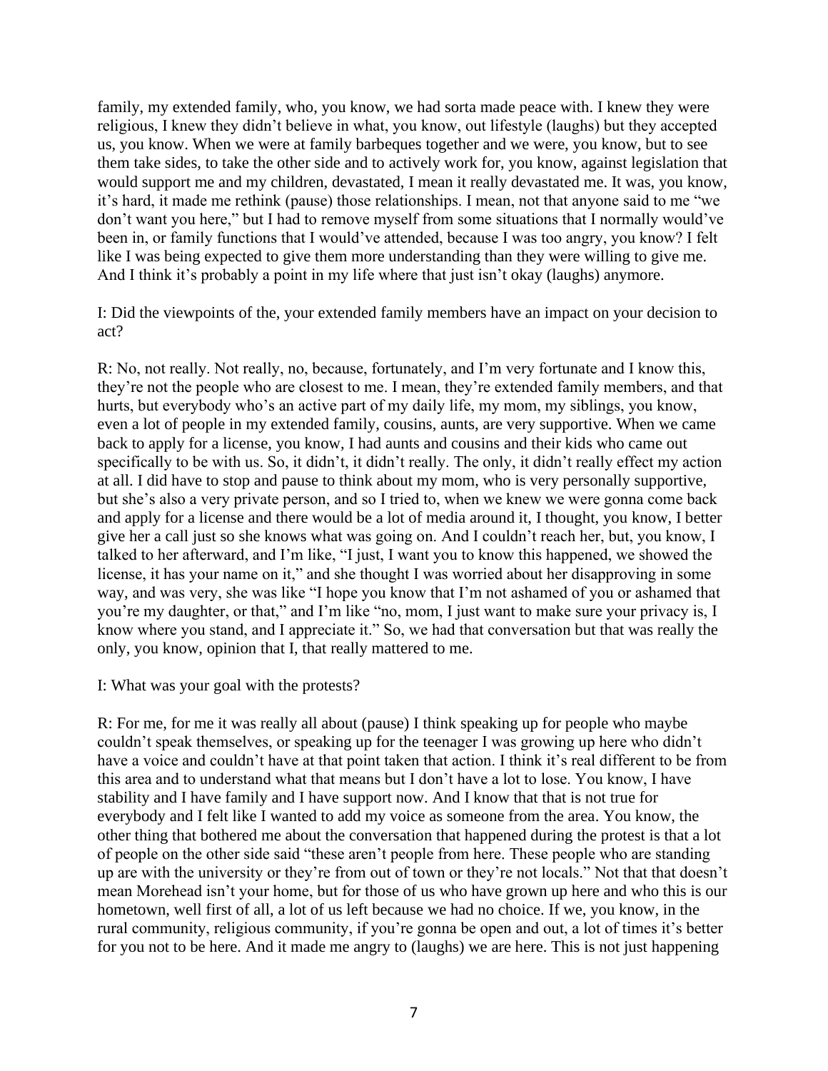family, my extended family, who, you know, we had sorta made peace with. I knew they were religious, I knew they didn't believe in what, you know, out lifestyle (laughs) but they accepted us, you know. When we were at family barbeques together and we were, you know, but to see them take sides, to take the other side and to actively work for, you know, against legislation that would support me and my children, devastated, I mean it really devastated me. It was, you know, it's hard, it made me rethink (pause) those relationships. I mean, not that anyone said to me "we don't want you here," but I had to remove myself from some situations that I normally would've been in, or family functions that I would've attended, because I was too angry, you know? I felt like I was being expected to give them more understanding than they were willing to give me. And I think it's probably a point in my life where that just isn't okay (laughs) anymore.

I: Did the viewpoints of the, your extended family members have an impact on your decision to act?

R: No, not really. Not really, no, because, fortunately, and I'm very fortunate and I know this, they're not the people who are closest to me. I mean, they're extended family members, and that hurts, but everybody who's an active part of my daily life, my mom, my siblings, you know, even a lot of people in my extended family, cousins, aunts, are very supportive. When we came back to apply for a license, you know, I had aunts and cousins and their kids who came out specifically to be with us. So, it didn't, it didn't really. The only, it didn't really effect my action at all. I did have to stop and pause to think about my mom, who is very personally supportive, but she's also a very private person, and so I tried to, when we knew we were gonna come back and apply for a license and there would be a lot of media around it, I thought, you know, I better give her a call just so she knows what was going on. And I couldn't reach her, but, you know, I talked to her afterward, and I'm like, "I just, I want you to know this happened, we showed the license, it has your name on it," and she thought I was worried about her disapproving in some way, and was very, she was like "I hope you know that I'm not ashamed of you or ashamed that you're my daughter, or that," and I'm like "no, mom, I just want to make sure your privacy is, I know where you stand, and I appreciate it." So, we had that conversation but that was really the only, you know, opinion that I, that really mattered to me.

I: What was your goal with the protests?

R: For me, for me it was really all about (pause) I think speaking up for people who maybe couldn't speak themselves, or speaking up for the teenager I was growing up here who didn't have a voice and couldn't have at that point taken that action. I think it's real different to be from this area and to understand what that means but I don't have a lot to lose. You know, I have stability and I have family and I have support now. And I know that that is not true for everybody and I felt like I wanted to add my voice as someone from the area. You know, the other thing that bothered me about the conversation that happened during the protest is that a lot of people on the other side said "these aren't people from here. These people who are standing up are with the university or they're from out of town or they're not locals." Not that that doesn't mean Morehead isn't your home, but for those of us who have grown up here and who this is our hometown, well first of all, a lot of us left because we had no choice. If we, you know, in the rural community, religious community, if you're gonna be open and out, a lot of times it's better for you not to be here. And it made me angry to (laughs) we are here. This is not just happening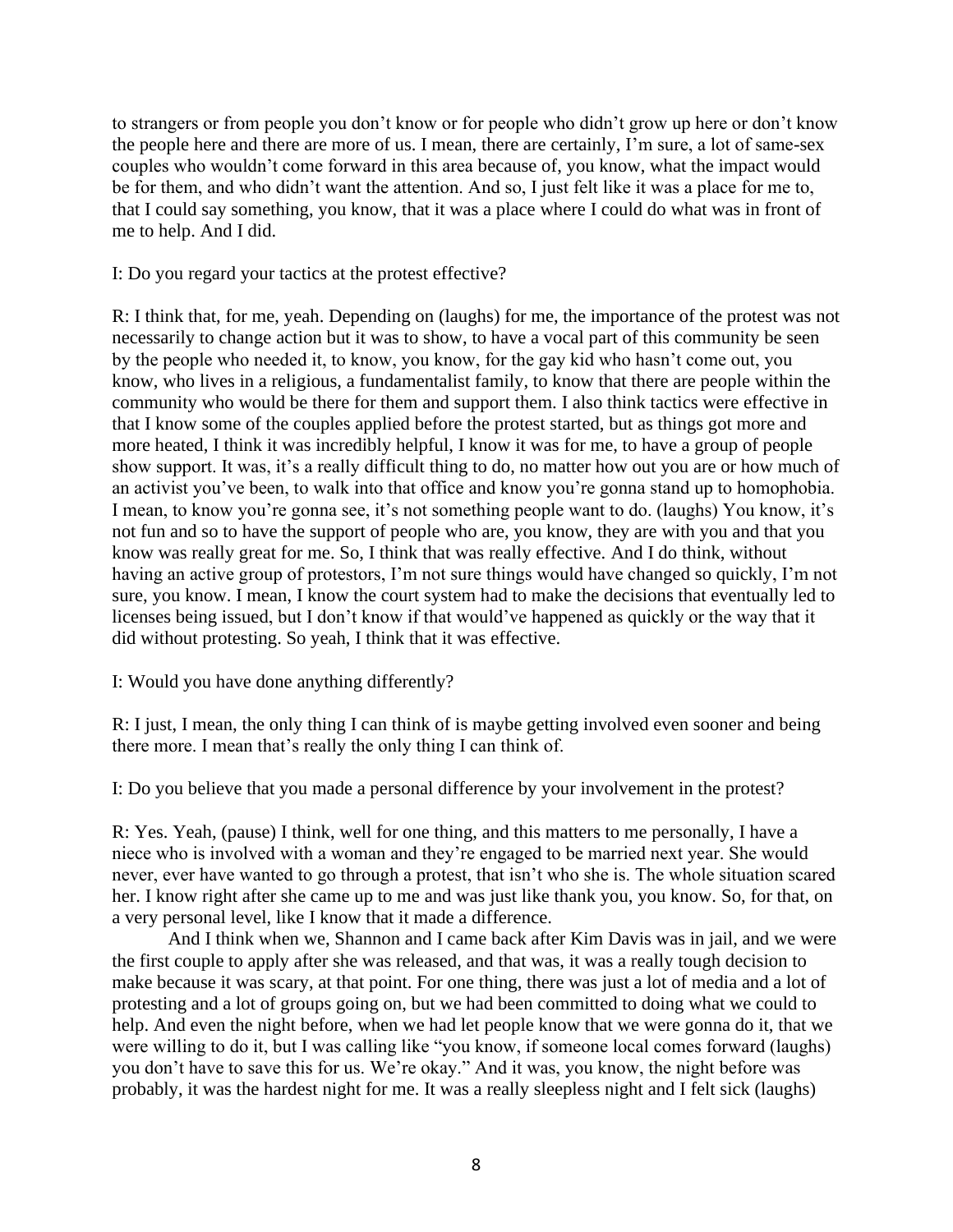to strangers or from people you don't know or for people who didn't grow up here or don't know the people here and there are more of us. I mean, there are certainly, I'm sure, a lot of same-sex couples who wouldn't come forward in this area because of, you know, what the impact would be for them, and who didn't want the attention. And so, I just felt like it was a place for me to, that I could say something, you know, that it was a place where I could do what was in front of me to help. And I did.

I: Do you regard your tactics at the protest effective?

R: I think that, for me, yeah. Depending on (laughs) for me, the importance of the protest was not necessarily to change action but it was to show, to have a vocal part of this community be seen by the people who needed it, to know, you know, for the gay kid who hasn't come out, you know, who lives in a religious, a fundamentalist family, to know that there are people within the community who would be there for them and support them. I also think tactics were effective in that I know some of the couples applied before the protest started, but as things got more and more heated, I think it was incredibly helpful, I know it was for me, to have a group of people show support. It was, it's a really difficult thing to do, no matter how out you are or how much of an activist you've been, to walk into that office and know you're gonna stand up to homophobia. I mean, to know you're gonna see, it's not something people want to do. (laughs) You know, it's not fun and so to have the support of people who are, you know, they are with you and that you know was really great for me. So, I think that was really effective. And I do think, without having an active group of protestors, I'm not sure things would have changed so quickly, I'm not sure, you know. I mean, I know the court system had to make the decisions that eventually led to licenses being issued, but I don't know if that would've happened as quickly or the way that it did without protesting. So yeah, I think that it was effective.

I: Would you have done anything differently?

R: I just, I mean, the only thing I can think of is maybe getting involved even sooner and being there more. I mean that's really the only thing I can think of.

I: Do you believe that you made a personal difference by your involvement in the protest?

R: Yes. Yeah, (pause) I think, well for one thing, and this matters to me personally, I have a niece who is involved with a woman and they're engaged to be married next year. She would never, ever have wanted to go through a protest, that isn't who she is. The whole situation scared her. I know right after she came up to me and was just like thank you, you know. So, for that, on a very personal level, like I know that it made a difference.

And I think when we, Shannon and I came back after Kim Davis was in jail, and we were the first couple to apply after she was released, and that was, it was a really tough decision to make because it was scary, at that point. For one thing, there was just a lot of media and a lot of protesting and a lot of groups going on, but we had been committed to doing what we could to help. And even the night before, when we had let people know that we were gonna do it, that we were willing to do it, but I was calling like "you know, if someone local comes forward (laughs) you don't have to save this for us. We're okay." And it was, you know, the night before was probably, it was the hardest night for me. It was a really sleepless night and I felt sick (laughs)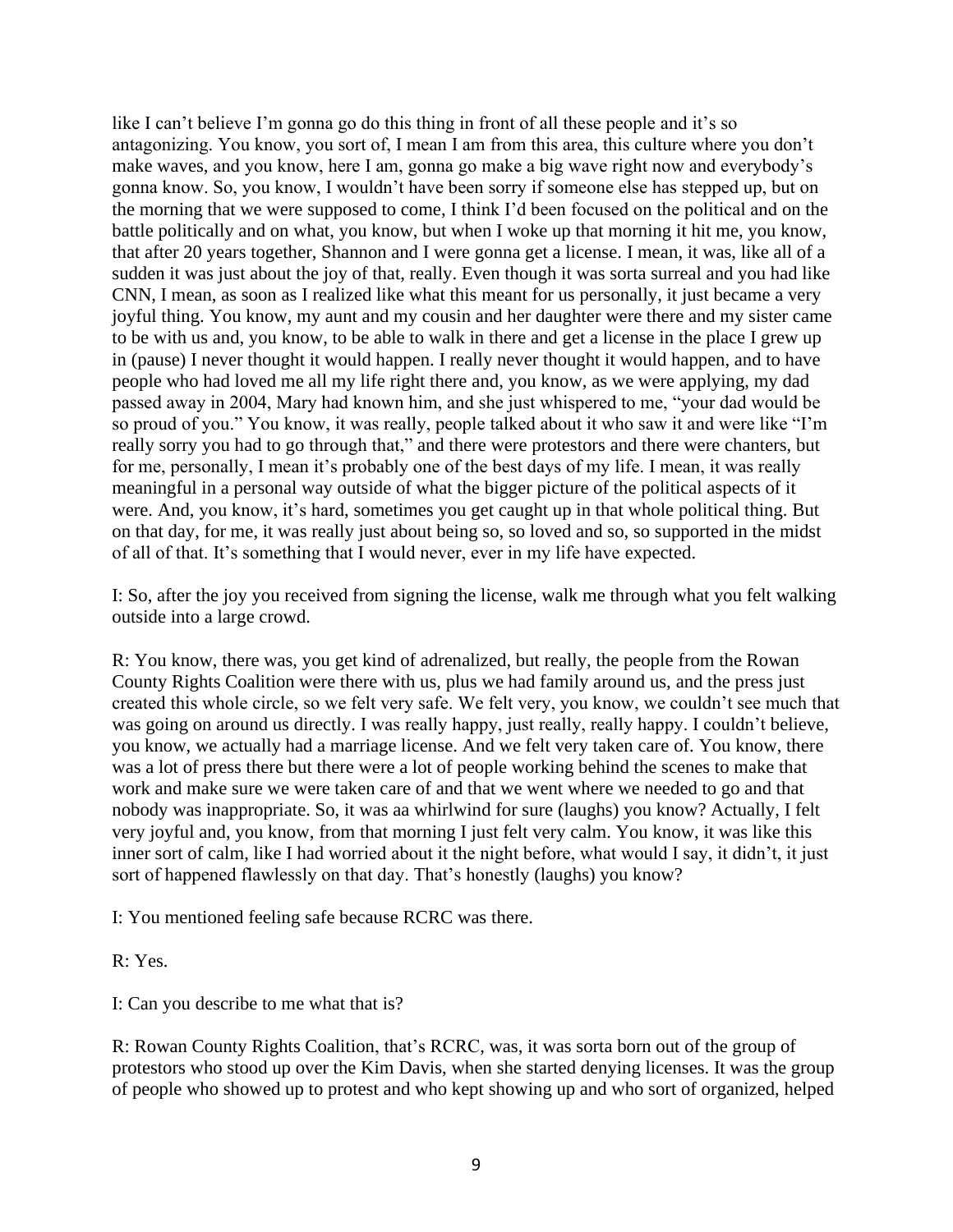like I can't believe I'm gonna go do this thing in front of all these people and it's so antagonizing. You know, you sort of, I mean I am from this area, this culture where you don't make waves, and you know, here I am, gonna go make a big wave right now and everybody's gonna know. So, you know, I wouldn't have been sorry if someone else has stepped up, but on the morning that we were supposed to come, I think I'd been focused on the political and on the battle politically and on what, you know, but when I woke up that morning it hit me, you know, that after 20 years together, Shannon and I were gonna get a license. I mean, it was, like all of a sudden it was just about the joy of that, really. Even though it was sorta surreal and you had like CNN, I mean, as soon as I realized like what this meant for us personally, it just became a very joyful thing. You know, my aunt and my cousin and her daughter were there and my sister came to be with us and, you know, to be able to walk in there and get a license in the place I grew up in (pause) I never thought it would happen. I really never thought it would happen, and to have people who had loved me all my life right there and, you know, as we were applying, my dad passed away in 2004, Mary had known him, and she just whispered to me, "your dad would be so proud of you." You know, it was really, people talked about it who saw it and were like "I'm really sorry you had to go through that," and there were protestors and there were chanters, but for me, personally, I mean it's probably one of the best days of my life. I mean, it was really meaningful in a personal way outside of what the bigger picture of the political aspects of it were. And, you know, it's hard, sometimes you get caught up in that whole political thing. But on that day, for me, it was really just about being so, so loved and so, so supported in the midst of all of that. It's something that I would never, ever in my life have expected.

I: So, after the joy you received from signing the license, walk me through what you felt walking outside into a large crowd.

R: You know, there was, you get kind of adrenalized, but really, the people from the Rowan County Rights Coalition were there with us, plus we had family around us, and the press just created this whole circle, so we felt very safe. We felt very, you know, we couldn't see much that was going on around us directly. I was really happy, just really, really happy. I couldn't believe, you know, we actually had a marriage license. And we felt very taken care of. You know, there was a lot of press there but there were a lot of people working behind the scenes to make that work and make sure we were taken care of and that we went where we needed to go and that nobody was inappropriate. So, it was aa whirlwind for sure (laughs) you know? Actually, I felt very joyful and, you know, from that morning I just felt very calm. You know, it was like this inner sort of calm, like I had worried about it the night before, what would I say, it didn't, it just sort of happened flawlessly on that day. That's honestly (laughs) you know?

I: You mentioned feeling safe because RCRC was there.

R: Yes.

I: Can you describe to me what that is?

R: Rowan County Rights Coalition, that's RCRC, was, it was sorta born out of the group of protestors who stood up over the Kim Davis, when she started denying licenses. It was the group of people who showed up to protest and who kept showing up and who sort of organized, helped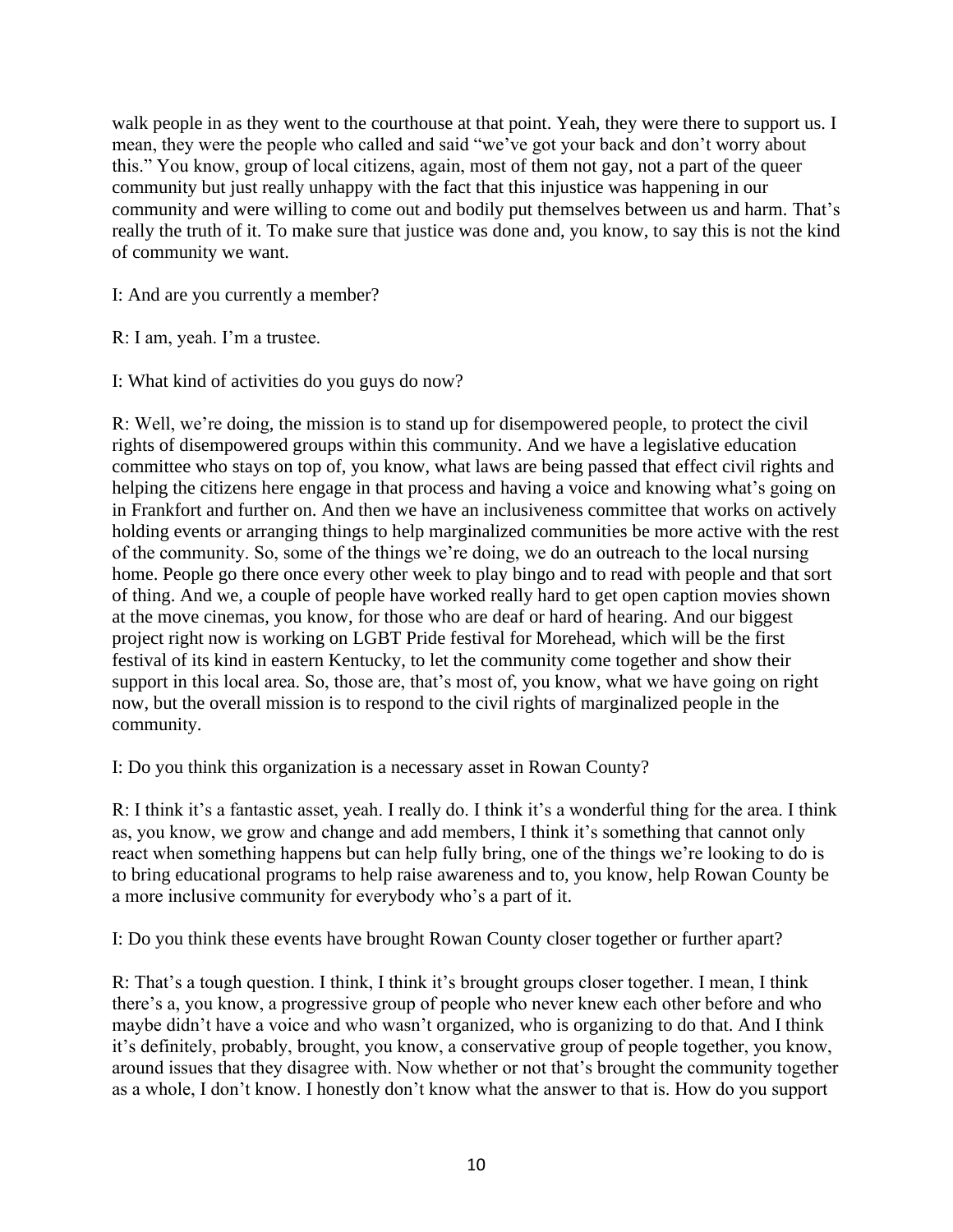walk people in as they went to the courthouse at that point. Yeah, they were there to support us. I mean, they were the people who called and said "we've got your back and don't worry about this." You know, group of local citizens, again, most of them not gay, not a part of the queer community but just really unhappy with the fact that this injustice was happening in our community and were willing to come out and bodily put themselves between us and harm. That's really the truth of it. To make sure that justice was done and, you know, to say this is not the kind of community we want.

I: And are you currently a member?

R: I am, yeah. I'm a trustee.

I: What kind of activities do you guys do now?

R: Well, we're doing, the mission is to stand up for disempowered people, to protect the civil rights of disempowered groups within this community. And we have a legislative education committee who stays on top of, you know, what laws are being passed that effect civil rights and helping the citizens here engage in that process and having a voice and knowing what's going on in Frankfort and further on. And then we have an inclusiveness committee that works on actively holding events or arranging things to help marginalized communities be more active with the rest of the community. So, some of the things we're doing, we do an outreach to the local nursing home. People go there once every other week to play bingo and to read with people and that sort of thing. And we, a couple of people have worked really hard to get open caption movies shown at the move cinemas, you know, for those who are deaf or hard of hearing. And our biggest project right now is working on LGBT Pride festival for Morehead, which will be the first festival of its kind in eastern Kentucky, to let the community come together and show their support in this local area. So, those are, that's most of, you know, what we have going on right now, but the overall mission is to respond to the civil rights of marginalized people in the community.

I: Do you think this organization is a necessary asset in Rowan County?

R: I think it's a fantastic asset, yeah. I really do. I think it's a wonderful thing for the area. I think as, you know, we grow and change and add members, I think it's something that cannot only react when something happens but can help fully bring, one of the things we're looking to do is to bring educational programs to help raise awareness and to, you know, help Rowan County be a more inclusive community for everybody who's a part of it.

I: Do you think these events have brought Rowan County closer together or further apart?

R: That's a tough question. I think, I think it's brought groups closer together. I mean, I think there's a, you know, a progressive group of people who never knew each other before and who maybe didn't have a voice and who wasn't organized, who is organizing to do that. And I think it's definitely, probably, brought, you know, a conservative group of people together, you know, around issues that they disagree with. Now whether or not that's brought the community together as a whole, I don't know. I honestly don't know what the answer to that is. How do you support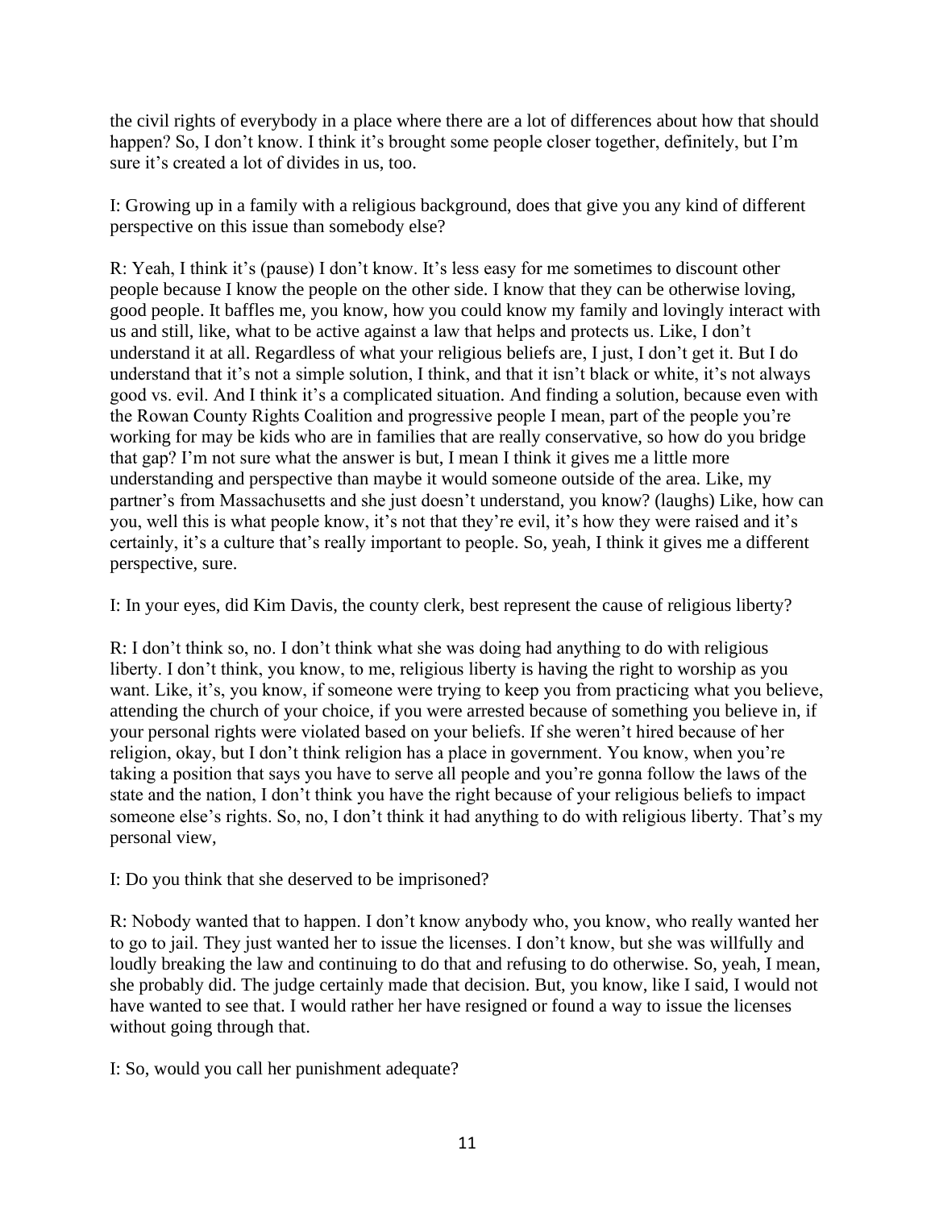the civil rights of everybody in a place where there are a lot of differences about how that should happen? So, I don't know. I think it's brought some people closer together, definitely, but I'm sure it's created a lot of divides in us, too.

I: Growing up in a family with a religious background, does that give you any kind of different perspective on this issue than somebody else?

R: Yeah, I think it's (pause) I don't know. It's less easy for me sometimes to discount other people because I know the people on the other side. I know that they can be otherwise loving, good people. It baffles me, you know, how you could know my family and lovingly interact with us and still, like, what to be active against a law that helps and protects us. Like, I don't understand it at all. Regardless of what your religious beliefs are, I just, I don't get it. But I do understand that it's not a simple solution, I think, and that it isn't black or white, it's not always good vs. evil. And I think it's a complicated situation. And finding a solution, because even with the Rowan County Rights Coalition and progressive people I mean, part of the people you're working for may be kids who are in families that are really conservative, so how do you bridge that gap? I'm not sure what the answer is but, I mean I think it gives me a little more understanding and perspective than maybe it would someone outside of the area. Like, my partner's from Massachusetts and she just doesn't understand, you know? (laughs) Like, how can you, well this is what people know, it's not that they're evil, it's how they were raised and it's certainly, it's a culture that's really important to people. So, yeah, I think it gives me a different perspective, sure.

I: In your eyes, did Kim Davis, the county clerk, best represent the cause of religious liberty?

R: I don't think so, no. I don't think what she was doing had anything to do with religious liberty. I don't think, you know, to me, religious liberty is having the right to worship as you want. Like, it's, you know, if someone were trying to keep you from practicing what you believe, attending the church of your choice, if you were arrested because of something you believe in, if your personal rights were violated based on your beliefs. If she weren't hired because of her religion, okay, but I don't think religion has a place in government. You know, when you're taking a position that says you have to serve all people and you're gonna follow the laws of the state and the nation, I don't think you have the right because of your religious beliefs to impact someone else's rights. So, no, I don't think it had anything to do with religious liberty. That's my personal view,

I: Do you think that she deserved to be imprisoned?

R: Nobody wanted that to happen. I don't know anybody who, you know, who really wanted her to go to jail. They just wanted her to issue the licenses. I don't know, but she was willfully and loudly breaking the law and continuing to do that and refusing to do otherwise. So, yeah, I mean, she probably did. The judge certainly made that decision. But, you know, like I said, I would not have wanted to see that. I would rather her have resigned or found a way to issue the licenses without going through that.

I: So, would you call her punishment adequate?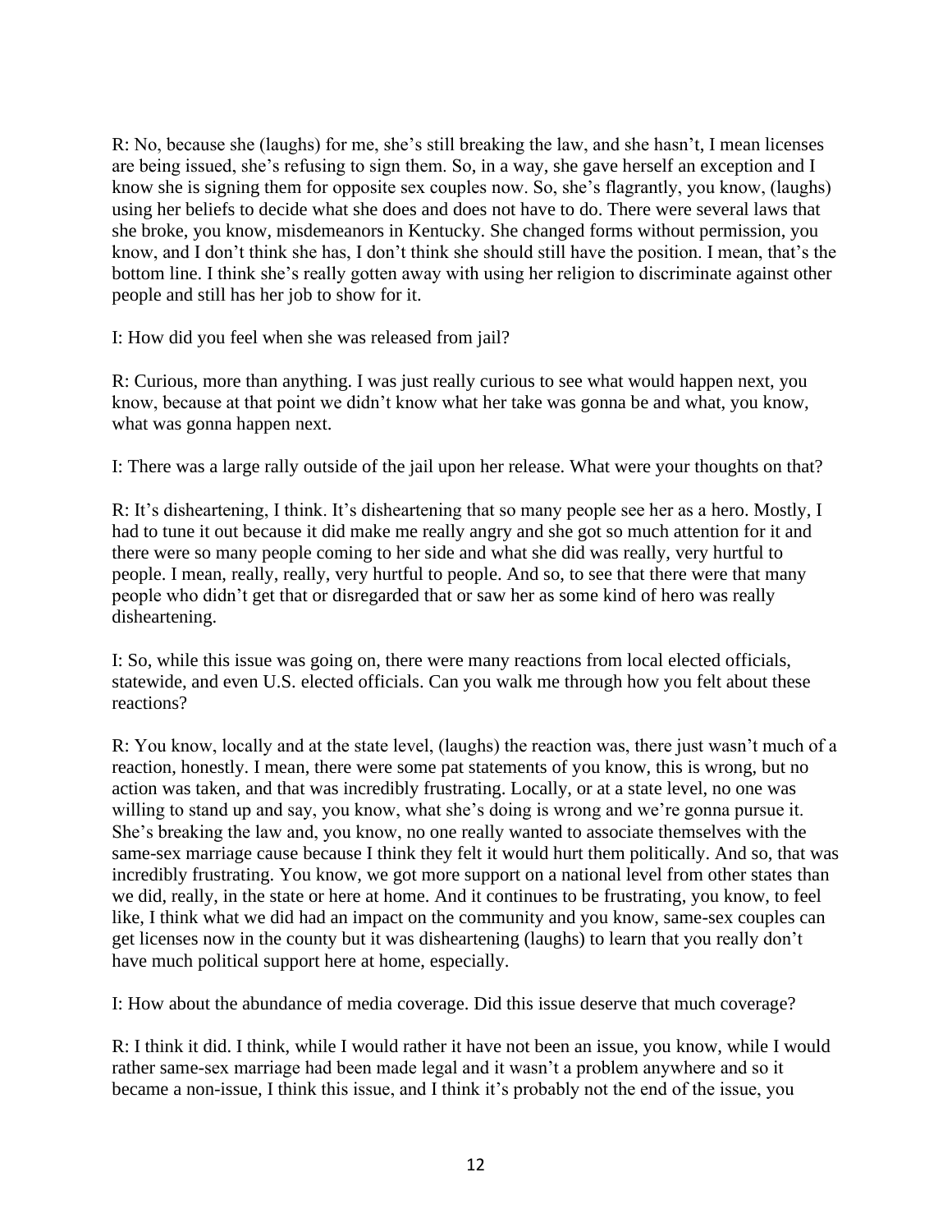R: No, because she (laughs) for me, she's still breaking the law, and she hasn't, I mean licenses are being issued, she's refusing to sign them. So, in a way, she gave herself an exception and I know she is signing them for opposite sex couples now. So, she's flagrantly, you know, (laughs) using her beliefs to decide what she does and does not have to do. There were several laws that she broke, you know, misdemeanors in Kentucky. She changed forms without permission, you know, and I don't think she has, I don't think she should still have the position. I mean, that's the bottom line. I think she's really gotten away with using her religion to discriminate against other people and still has her job to show for it.

I: How did you feel when she was released from jail?

R: Curious, more than anything. I was just really curious to see what would happen next, you know, because at that point we didn't know what her take was gonna be and what, you know, what was gonna happen next.

I: There was a large rally outside of the jail upon her release. What were your thoughts on that?

R: It's disheartening, I think. It's disheartening that so many people see her as a hero. Mostly, I had to tune it out because it did make me really angry and she got so much attention for it and there were so many people coming to her side and what she did was really, very hurtful to people. I mean, really, really, very hurtful to people. And so, to see that there were that many people who didn't get that or disregarded that or saw her as some kind of hero was really disheartening.

I: So, while this issue was going on, there were many reactions from local elected officials, statewide, and even U.S. elected officials. Can you walk me through how you felt about these reactions?

R: You know, locally and at the state level, (laughs) the reaction was, there just wasn't much of a reaction, honestly. I mean, there were some pat statements of you know, this is wrong, but no action was taken, and that was incredibly frustrating. Locally, or at a state level, no one was willing to stand up and say, you know, what she's doing is wrong and we're gonna pursue it. She's breaking the law and, you know, no one really wanted to associate themselves with the same-sex marriage cause because I think they felt it would hurt them politically. And so, that was incredibly frustrating. You know, we got more support on a national level from other states than we did, really, in the state or here at home. And it continues to be frustrating, you know, to feel like, I think what we did had an impact on the community and you know, same-sex couples can get licenses now in the county but it was disheartening (laughs) to learn that you really don't have much political support here at home, especially.

I: How about the abundance of media coverage. Did this issue deserve that much coverage?

R: I think it did. I think, while I would rather it have not been an issue, you know, while I would rather same-sex marriage had been made legal and it wasn't a problem anywhere and so it became a non-issue, I think this issue, and I think it's probably not the end of the issue, you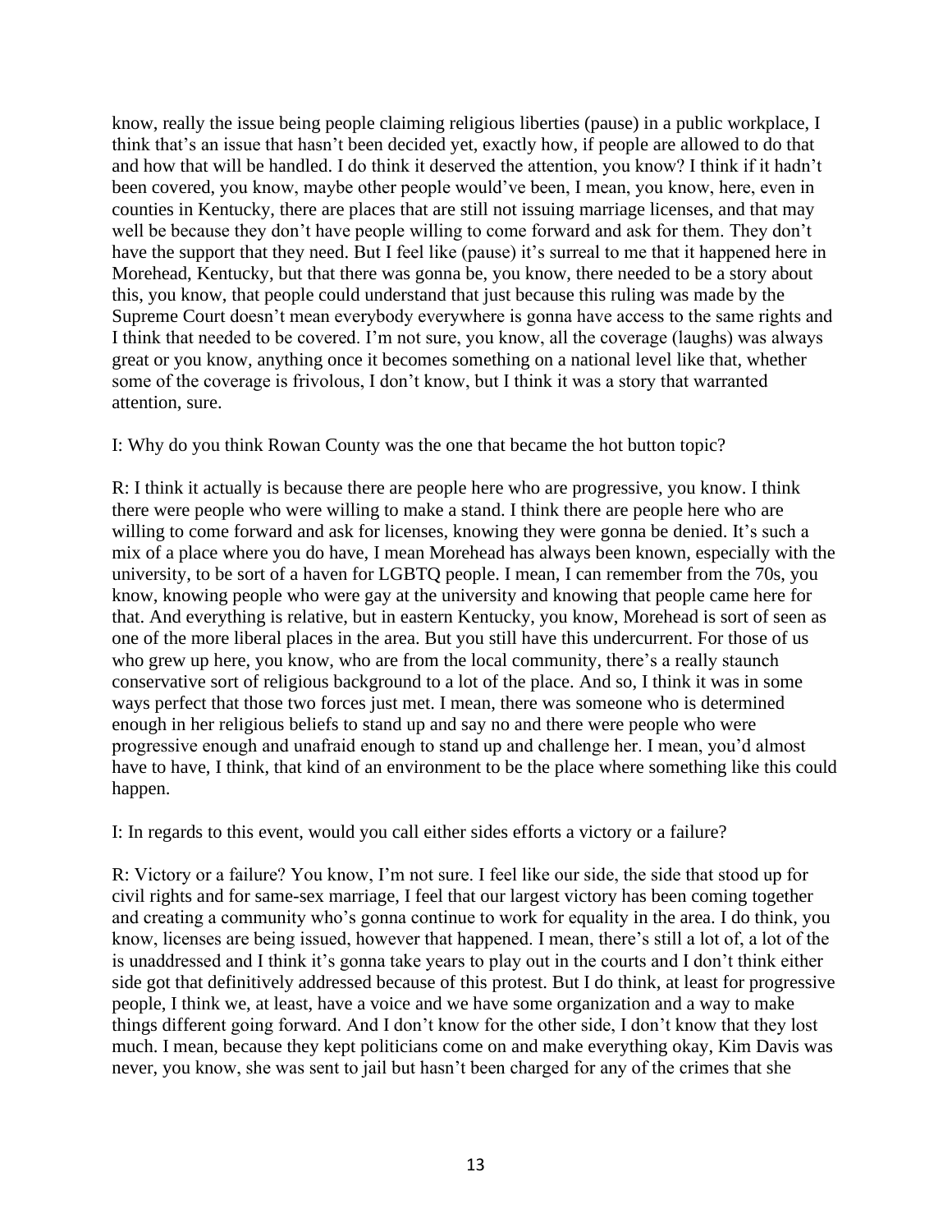know, really the issue being people claiming religious liberties (pause) in a public workplace, I think that's an issue that hasn't been decided yet, exactly how, if people are allowed to do that and how that will be handled. I do think it deserved the attention, you know? I think if it hadn't been covered, you know, maybe other people would've been, I mean, you know, here, even in counties in Kentucky, there are places that are still not issuing marriage licenses, and that may well be because they don't have people willing to come forward and ask for them. They don't have the support that they need. But I feel like (pause) it's surreal to me that it happened here in Morehead, Kentucky, but that there was gonna be, you know, there needed to be a story about this, you know, that people could understand that just because this ruling was made by the Supreme Court doesn't mean everybody everywhere is gonna have access to the same rights and I think that needed to be covered. I'm not sure, you know, all the coverage (laughs) was always great or you know, anything once it becomes something on a national level like that, whether some of the coverage is frivolous, I don't know, but I think it was a story that warranted attention, sure.

I: Why do you think Rowan County was the one that became the hot button topic?

R: I think it actually is because there are people here who are progressive, you know. I think there were people who were willing to make a stand. I think there are people here who are willing to come forward and ask for licenses, knowing they were gonna be denied. It's such a mix of a place where you do have, I mean Morehead has always been known, especially with the university, to be sort of a haven for LGBTQ people. I mean, I can remember from the 70s, you know, knowing people who were gay at the university and knowing that people came here for that. And everything is relative, but in eastern Kentucky, you know, Morehead is sort of seen as one of the more liberal places in the area. But you still have this undercurrent. For those of us who grew up here, you know, who are from the local community, there's a really staunch conservative sort of religious background to a lot of the place. And so, I think it was in some ways perfect that those two forces just met. I mean, there was someone who is determined enough in her religious beliefs to stand up and say no and there were people who were progressive enough and unafraid enough to stand up and challenge her. I mean, you'd almost have to have, I think, that kind of an environment to be the place where something like this could happen.

I: In regards to this event, would you call either sides efforts a victory or a failure?

R: Victory or a failure? You know, I'm not sure. I feel like our side, the side that stood up for civil rights and for same-sex marriage, I feel that our largest victory has been coming together and creating a community who's gonna continue to work for equality in the area. I do think, you know, licenses are being issued, however that happened. I mean, there's still a lot of, a lot of the is unaddressed and I think it's gonna take years to play out in the courts and I don't think either side got that definitively addressed because of this protest. But I do think, at least for progressive people, I think we, at least, have a voice and we have some organization and a way to make things different going forward. And I don't know for the other side, I don't know that they lost much. I mean, because they kept politicians come on and make everything okay, Kim Davis was never, you know, she was sent to jail but hasn't been charged for any of the crimes that she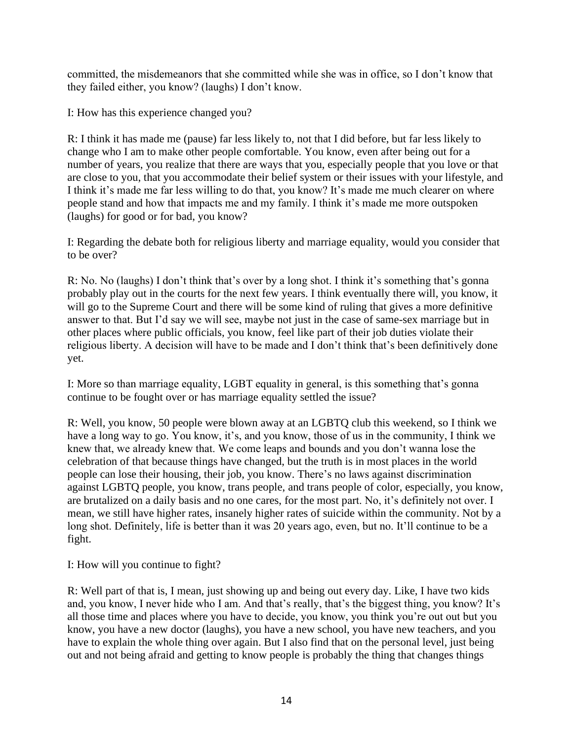committed, the misdemeanors that she committed while she was in office, so I don't know that they failed either, you know? (laughs) I don't know.

I: How has this experience changed you?

R: I think it has made me (pause) far less likely to, not that I did before, but far less likely to change who I am to make other people comfortable. You know, even after being out for a number of years, you realize that there are ways that you, especially people that you love or that are close to you, that you accommodate their belief system or their issues with your lifestyle, and I think it's made me far less willing to do that, you know? It's made me much clearer on where people stand and how that impacts me and my family. I think it's made me more outspoken (laughs) for good or for bad, you know?

I: Regarding the debate both for religious liberty and marriage equality, would you consider that to be over?

R: No. No (laughs) I don't think that's over by a long shot. I think it's something that's gonna probably play out in the courts for the next few years. I think eventually there will, you know, it will go to the Supreme Court and there will be some kind of ruling that gives a more definitive answer to that. But I'd say we will see, maybe not just in the case of same-sex marriage but in other places where public officials, you know, feel like part of their job duties violate their religious liberty. A decision will have to be made and I don't think that's been definitively done yet.

I: More so than marriage equality, LGBT equality in general, is this something that's gonna continue to be fought over or has marriage equality settled the issue?

R: Well, you know, 50 people were blown away at an LGBTQ club this weekend, so I think we have a long way to go. You know, it's, and you know, those of us in the community, I think we knew that, we already knew that. We come leaps and bounds and you don't wanna lose the celebration of that because things have changed, but the truth is in most places in the world people can lose their housing, their job, you know. There's no laws against discrimination against LGBTQ people, you know, trans people, and trans people of color, especially, you know, are brutalized on a daily basis and no one cares, for the most part. No, it's definitely not over. I mean, we still have higher rates, insanely higher rates of suicide within the community. Not by a long shot. Definitely, life is better than it was 20 years ago, even, but no. It'll continue to be a fight.

I: How will you continue to fight?

R: Well part of that is, I mean, just showing up and being out every day. Like, I have two kids and, you know, I never hide who I am. And that's really, that's the biggest thing, you know? It's all those time and places where you have to decide, you know, you think you're out out but you know, you have a new doctor (laughs), you have a new school, you have new teachers, and you have to explain the whole thing over again. But I also find that on the personal level, just being out and not being afraid and getting to know people is probably the thing that changes things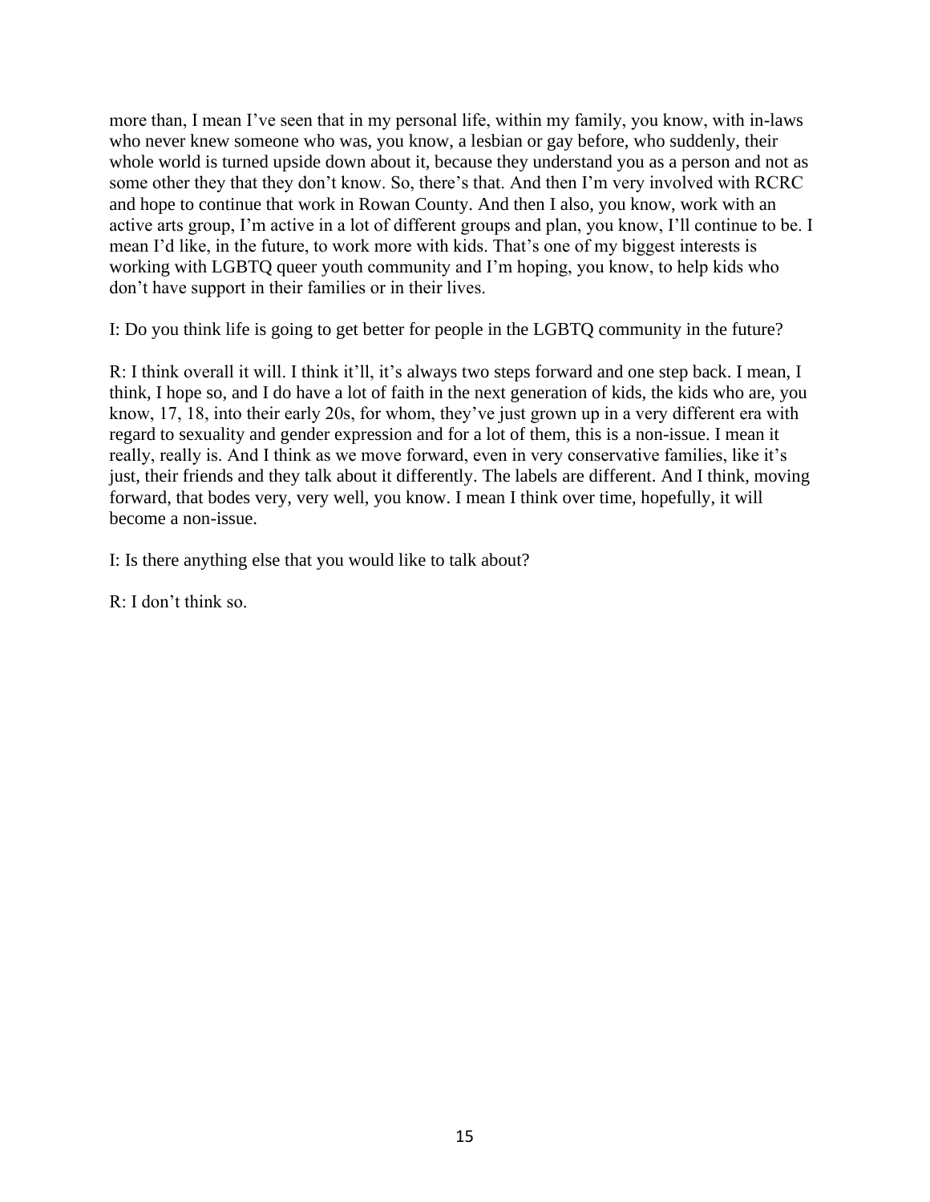more than, I mean I've seen that in my personal life, within my family, you know, with in-laws who never knew someone who was, you know, a lesbian or gay before, who suddenly, their whole world is turned upside down about it, because they understand you as a person and not as some other they that they don't know. So, there's that. And then I'm very involved with RCRC and hope to continue that work in Rowan County. And then I also, you know, work with an active arts group, I'm active in a lot of different groups and plan, you know, I'll continue to be. I mean I'd like, in the future, to work more with kids. That's one of my biggest interests is working with LGBTQ queer youth community and I'm hoping, you know, to help kids who don't have support in their families or in their lives.

I: Do you think life is going to get better for people in the LGBTQ community in the future?

R: I think overall it will. I think it'll, it's always two steps forward and one step back. I mean, I think, I hope so, and I do have a lot of faith in the next generation of kids, the kids who are, you know, 17, 18, into their early 20s, for whom, they've just grown up in a very different era with regard to sexuality and gender expression and for a lot of them, this is a non-issue. I mean it really, really is. And I think as we move forward, even in very conservative families, like it's just, their friends and they talk about it differently. The labels are different. And I think, moving forward, that bodes very, very well, you know. I mean I think over time, hopefully, it will become a non-issue.

I: Is there anything else that you would like to talk about?

R: I don't think so.